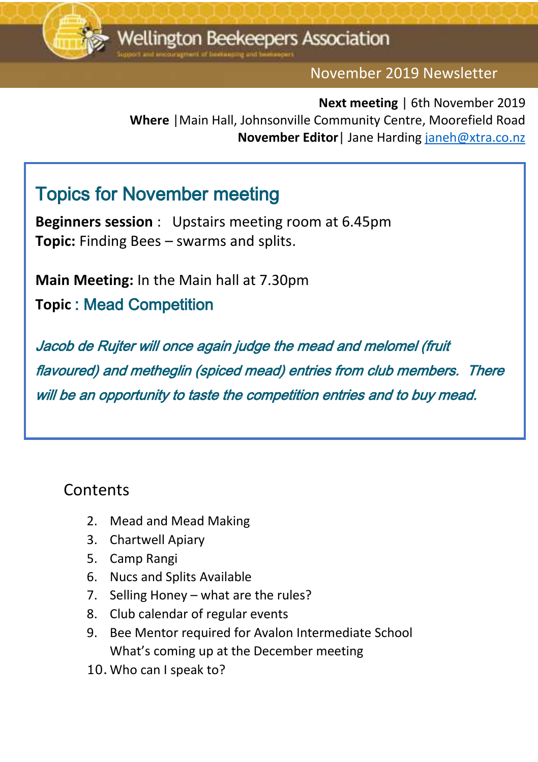# Wellington Beekeepers Association

Support and encouragment of beekeeping and beekeepers

November 2019 Newsletter

**Next meeting** | 6th November 2019
**Where** |Main Hall, Johnsonville Community Centre, Moorefield Road
**November Editor**| Jane Harding janeh@xtra.co.nz

## Topics for November meeting

**Beginners session** : Upstairs meeting room at 6.45pm
**Topic:** Finding Bees – swarms and splits.

**Main Meeting:** In the Main hall at 7.30pm
**Topic** : Mead Competition

*Jacob de Rujter will once again judge the mead and melomel (fruit flavoured) and metheglin (spiced mead) entries from club members. There will be an opportunity to taste the competition entries and to buy mead.*

## Contents

2. Mead and Mead Making
3. Chartwell Apiary
5. Camp Rangi
6. Nucs and Splits Available
7. Selling Honey – what are the rules?
8. Club calendar of regular events
9. Bee Mentor required for Avalon Intermediate School
   What's coming up at the December meeting
10. Who can I speak to?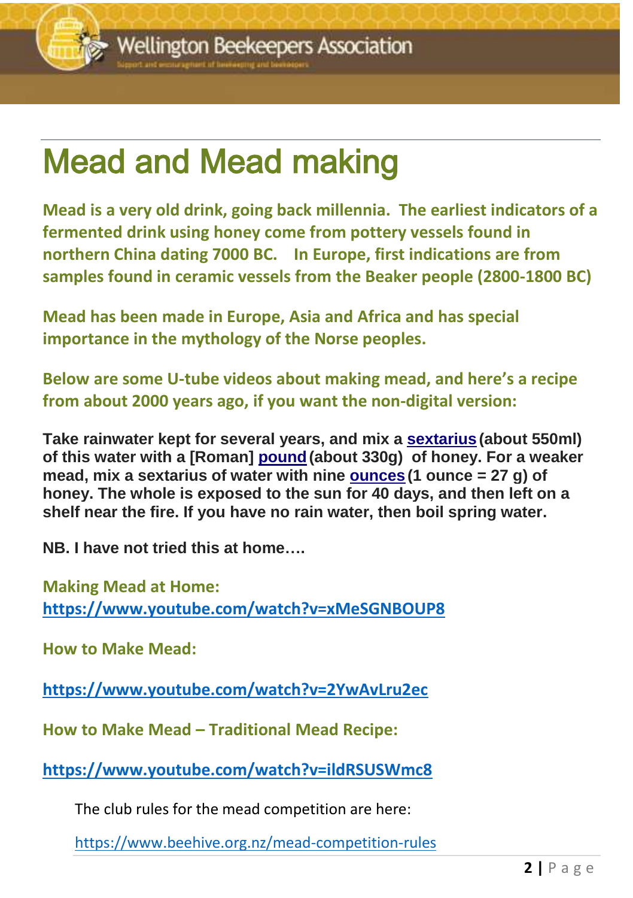# Mead and Mead making

**Mead is a very old drink, going back millennia. The earliest indicators of a fermented drink using honey come from pottery vessels found in northern China dating 7000 BC. In Europe, first indications are from samples found in ceramic vessels from the Beaker people (2800-1800 BC)**

**Mead has been made in Europe, Asia and Africa and has special importance in the mythology of the Norse peoples.**

**Below are some U-tube videos about making mead, and here's a recipe from about 2000 years ago, if you want the non-digital version:**

**Take rainwater kept for several years, and mix a sextarius (about 550ml) of this water with a [Roman] pound (about 330g) of honey. For a weaker mead, mix a sextarius of water with nine ounces (1 ounce = 27 g) of honey. The whole is exposed to the sun for 40 days, and then left on a shelf near the fire. If you have no rain water, then boil spring water.**

**NB. I have not tried this at home….**

**Making Mead at Home:**
**https://www.youtube.com/watch?v=xMeSGNBOUP8**

**How to Make Mead:**

**https://www.youtube.com/watch?v=2YwAvLru2ec**

**How to Make Mead – Traditional Mead Recipe:**

**https://www.youtube.com/watch?v=ildRSUSWmc8**

The club rules for the mead competition are here:

https://www.beehive.org.nz/mead-competition-rules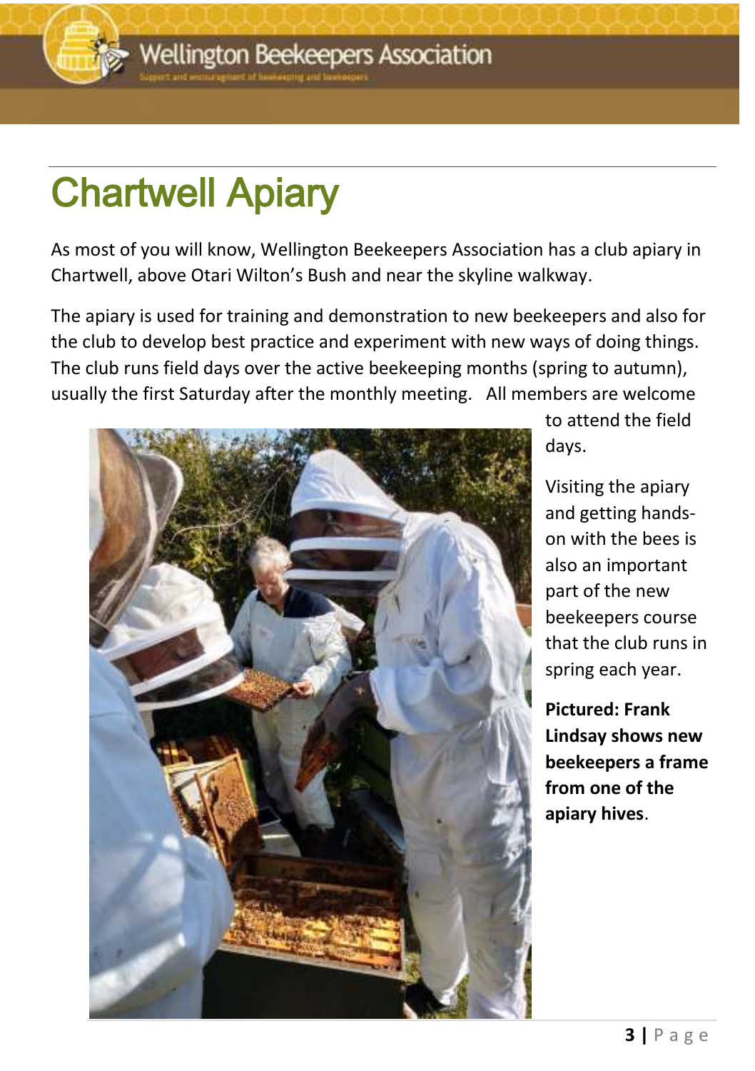# Chartwell Apiary

As most of you will know, Wellington Beekeepers Association has a club apiary in Chartwell, above Otari Wilton's Bush and near the skyline walkway.

The apiary is used for training and demonstration to new beekeepers and also for the club to develop best practice and experiment with new ways of doing things. The club runs field days over the active beekeeping months (spring to autumn), usually the first Saturday after the monthly meeting. All members are welcome to attend the field days.

Visiting the apiary and getting hands-on with the bees is also an important part of the new beekeepers course that the club runs in spring each year.

**Pictured: Frank Lindsay shows new beekeepers a frame from one of the apiary hives**.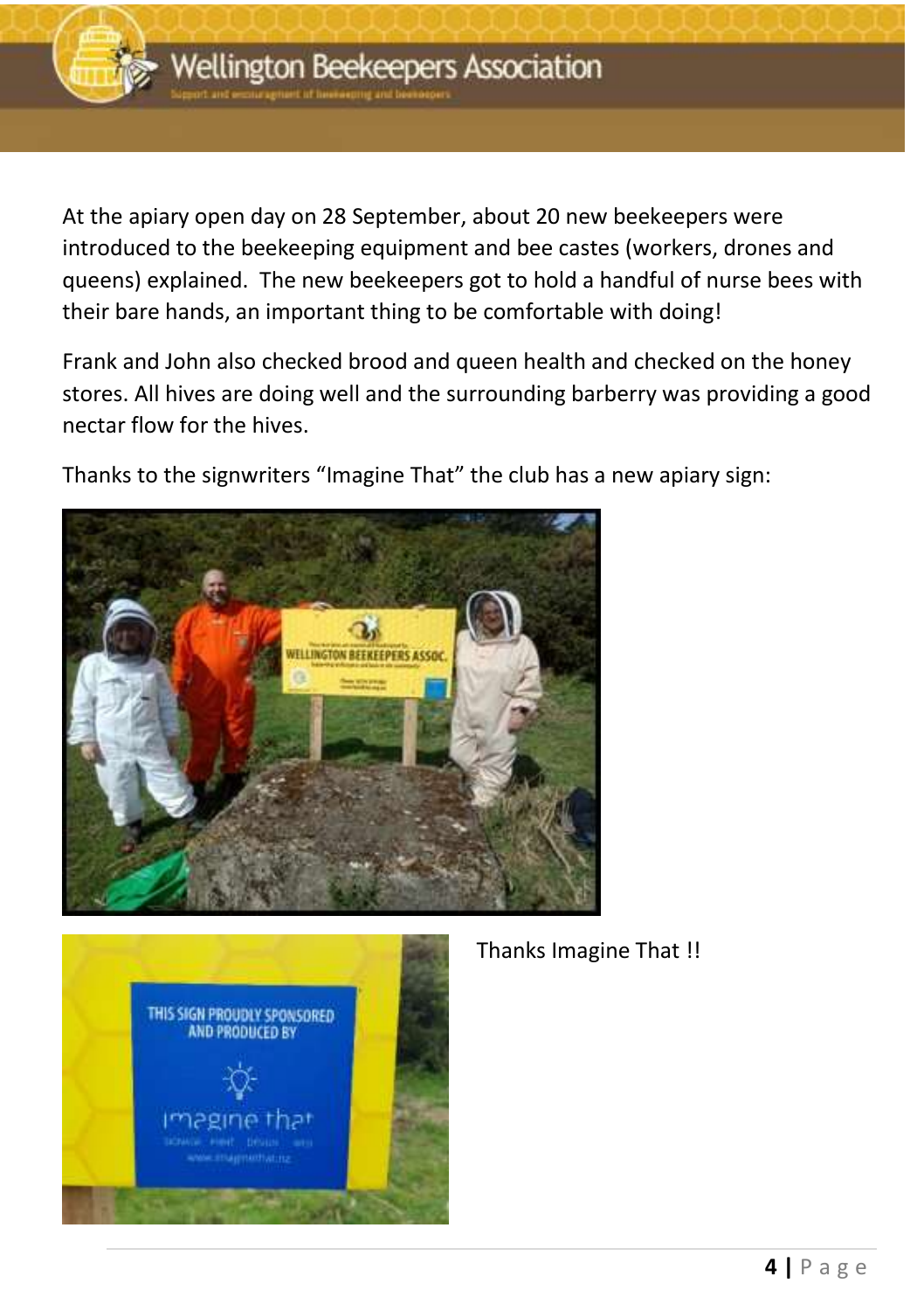At the apiary open day on 28 September, about 20 new beekeepers were introduced to the beekeeping equipment and bee castes (workers, drones and queens) explained. The new beekeepers got to hold a handful of nurse bees with their bare hands, an important thing to be comfortable with doing!

Frank and John also checked brood and queen health and checked on the honey stores. All hives are doing well and the surrounding barberry was providing a good nectar flow for the hives.

Thanks to the signwriters "Imagine That" the club has a new apiary sign:

Thanks Imagine That !!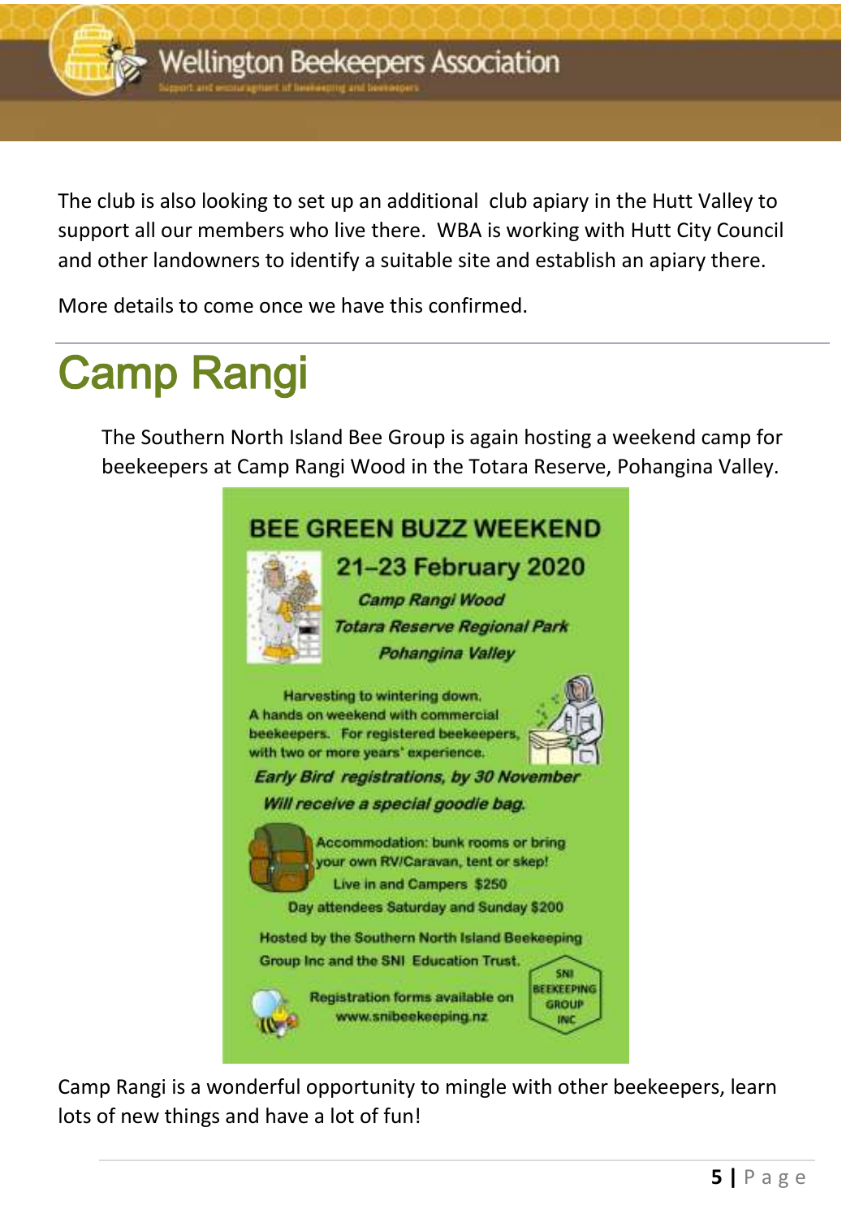The club is also looking to set up an additional club apiary in the Hutt Valley to support all our members who live there. WBA is working with Hutt City Council and other landowners to identify a suitable site and establish an apiary there.

More details to come once we have this confirmed.

---

# Camp Rangi

The Southern North Island Bee Group is again hosting a weekend camp for beekeepers at Camp Rangi Wood in the Totara Reserve, Pohangina Valley.

**BEE GREEN BUZZ WEEKEND**

**21–23 February 2020**

***Camp Rangi Wood***

***Totara Reserve Regional Park***

***Pohangina Valley***

Harvesting to wintering down.
A hands on weekend with commercial beekeepers. For registered beekeepers, with two or more years' experience.

***Early Bird registrations, by 30 November***
***Will receive a special goodie bag.***

Accommodation: bunk rooms or bring your own RV/Caravan, tent or skep!
Live in and Campers $250
Day attendees Saturday and Sunday $200

Hosted by the Southern North Island Beekeeping Group Inc and the SNI Education Trust.

Registration forms available on www.snibeekeeping.nz

SNI BEEKEEPING GROUP INC

Camp Rangi is a wonderful opportunity to mingle with other beekeepers, learn lots of new things and have a lot of fun!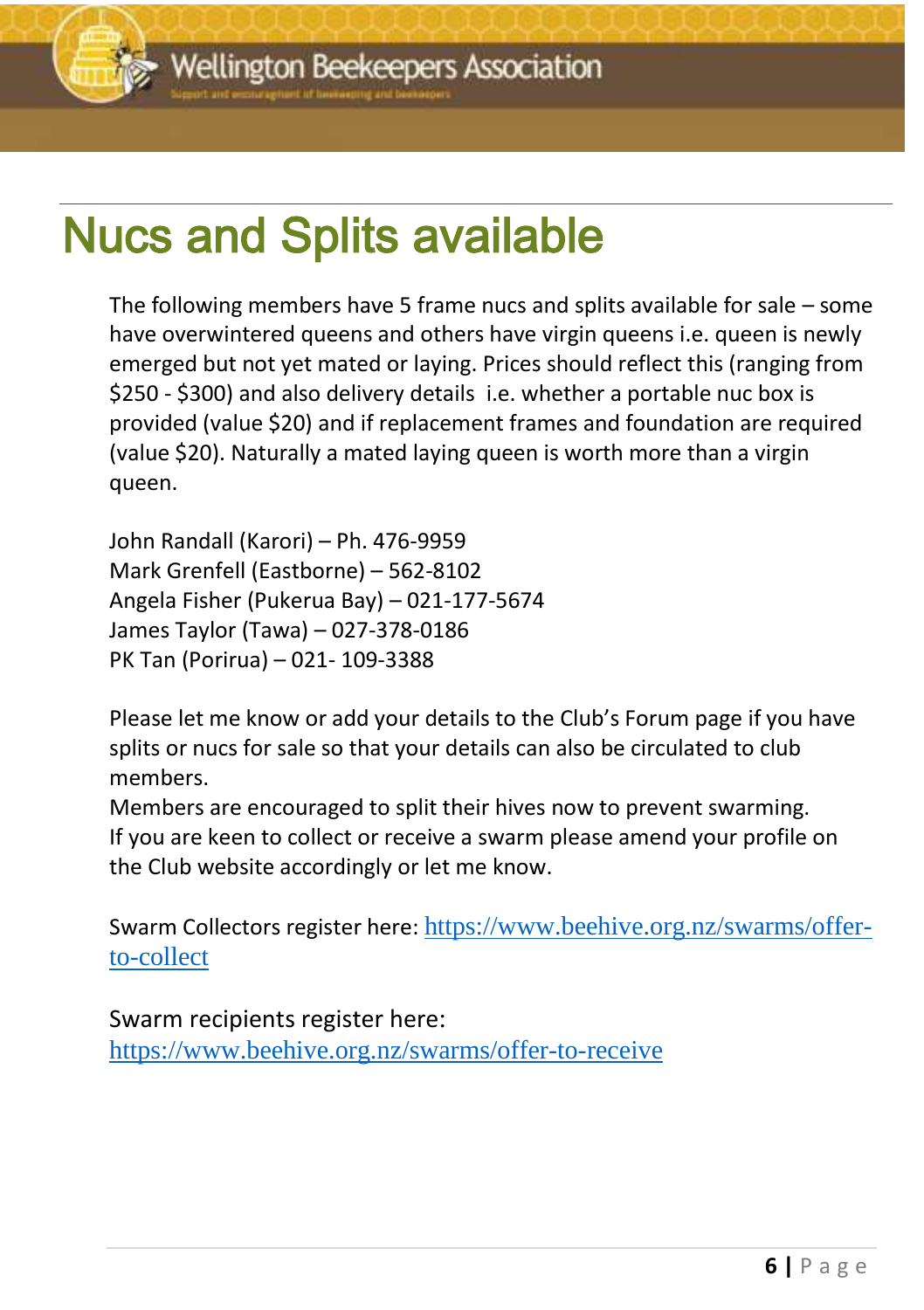# Nucs and Splits available

The following members have 5 frame nucs and splits available for sale – some have overwintered queens and others have virgin queens i.e. queen is newly emerged but not yet mated or laying. Prices should reflect this (ranging from $250 - $300) and also delivery details i.e. whether a portable nuc box is provided (value $20) and if replacement frames and foundation are required (value $20). Naturally a mated laying queen is worth more than a virgin queen.

John Randall (Karori) – Ph. 476-9959
Mark Grenfell (Eastborne) – 562-8102
Angela Fisher (Pukerua Bay) – 021-177-5674
James Taylor (Tawa) – 027-378-0186
PK Tan (Porirua) – 021- 109-3388

Please let me know or add your details to the Club's Forum page if you have splits or nucs for sale so that your details can also be circulated to club members.
Members are encouraged to split their hives now to prevent swarming.
If you are keen to collect or receive a swarm please amend your profile on the Club website accordingly or let me know.

Swarm Collectors register here: https://www.beehive.org.nz/swarms/offer-to-collect

Swarm recipients register here:
https://www.beehive.org.nz/swarms/offer-to-receive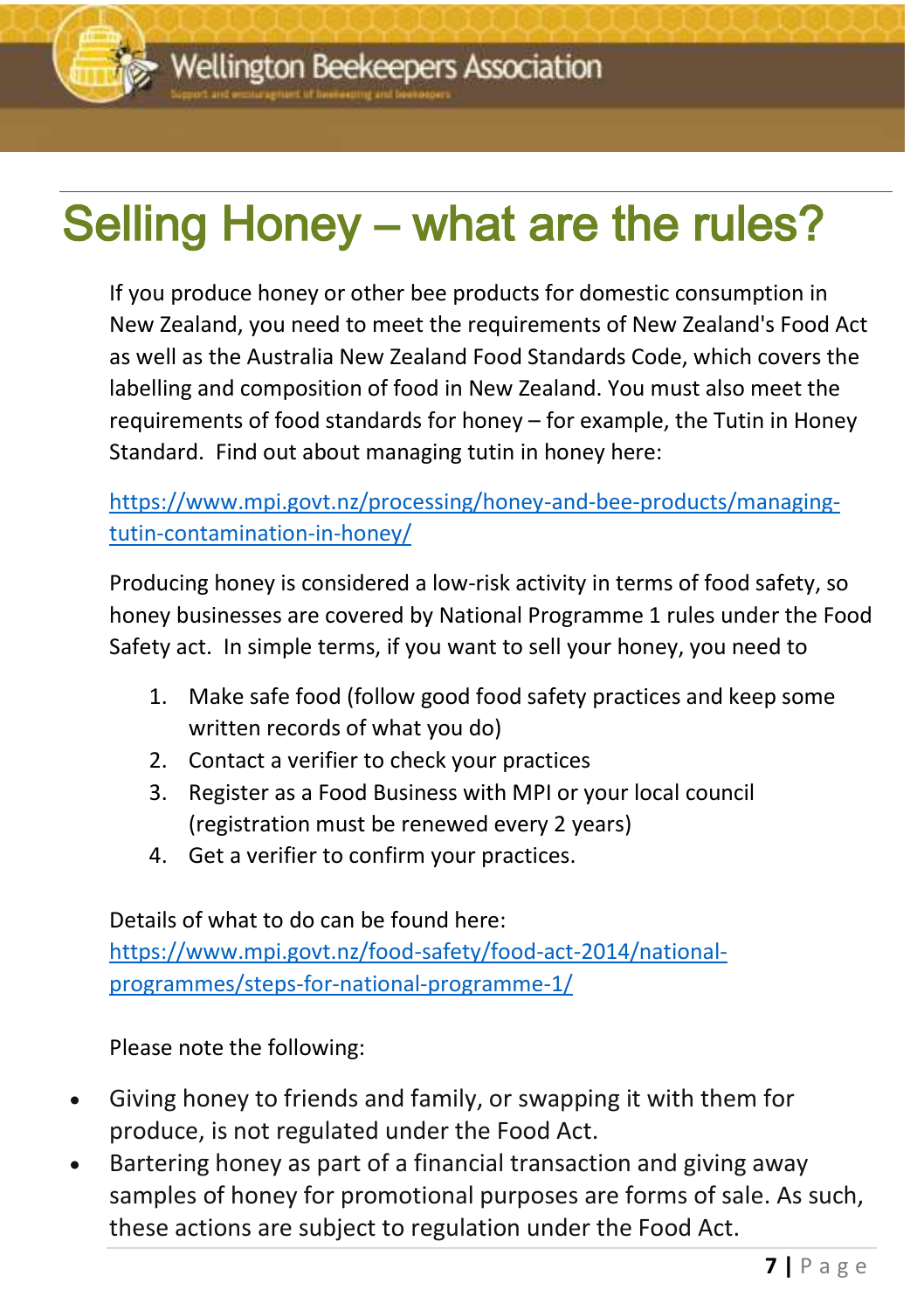# Selling Honey – what are the rules?

If you produce honey or other bee products for domestic consumption in New Zealand, you need to meet the requirements of New Zealand's Food Act as well as the Australia New Zealand Food Standards Code, which covers the labelling and composition of food in New Zealand. You must also meet the requirements of food standards for honey – for example, the Tutin in Honey Standard. Find out about managing tutin in honey here:

https://www.mpi.govt.nz/processing/honey-and-bee-products/managing-tutin-contamination-in-honey/

Producing honey is considered a low-risk activity in terms of food safety, so honey businesses are covered by National Programme 1 rules under the Food Safety act. In simple terms, if you want to sell your honey, you need to

1. Make safe food (follow good food safety practices and keep some written records of what you do)
2. Contact a verifier to check your practices
3. Register as a Food Business with MPI or your local council (registration must be renewed every 2 years)
4. Get a verifier to confirm your practices.

Details of what to do can be found here:
https://www.mpi.govt.nz/food-safety/food-act-2014/national-programmes/steps-for-national-programme-1/

Please note the following:

- Giving honey to friends and family, or swapping it with them for produce, is not regulated under the Food Act.
- Bartering honey as part of a financial transaction and giving away samples of honey for promotional purposes are forms of sale. As such, these actions are subject to regulation under the Food Act.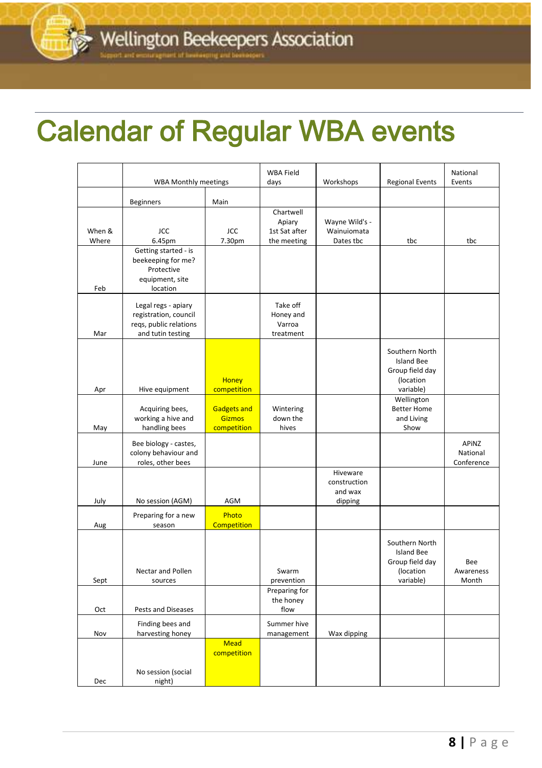# Calendar of Regular WBA events

| | WBA Monthly meetings | | WBA Field days | Workshops | Regional Events | National Events |
|---|---|---|---|---|---|---|
| | Beginners | Main | | | | |
| When & Where | JCC 6.45pm | JCC 7.30pm | Chartwell Apiary 1st Sat after the meeting | Wayne Wild's - Wainuiomata Dates tbc | tbc | tbc |
| Feb | Getting started - is beekeeping for me? Protective equipment, site location | | | | | |
| Mar | Legal regs - apiary registration, council reqs, public relations and tutin testing | | Take off Honey and Varroa treatment | | | |
| Apr | Hive equipment | Honey competition | | | Southern North Island Bee Group field day (location variable) | |
| May | Acquiring bees, working a hive and handling bees | Gadgets and Gizmos competition | Wintering down the hives | | Wellington Better Home and Living Show | |
| June | Bee biology - castes, colony behaviour and roles, other bees | | | | | APiNZ National Conference |
| July | No session (AGM) | AGM | | Hiveware construction and wax dipping | | |
| Aug | Preparing for a new season | Photo Competition | | | | |
| Sept | Nectar and Pollen sources | | Swarm prevention | | Southern North Island Bee Group field day (location variable) | Bee Awareness Month |
| Oct | Pests and Diseases | | Preparing for the honey flow | | | |
| Nov | Finding bees and harvesting honey | | Summer hive management | Wax dipping | | |
| Dec | No session (social night) | Mead competition | | | | |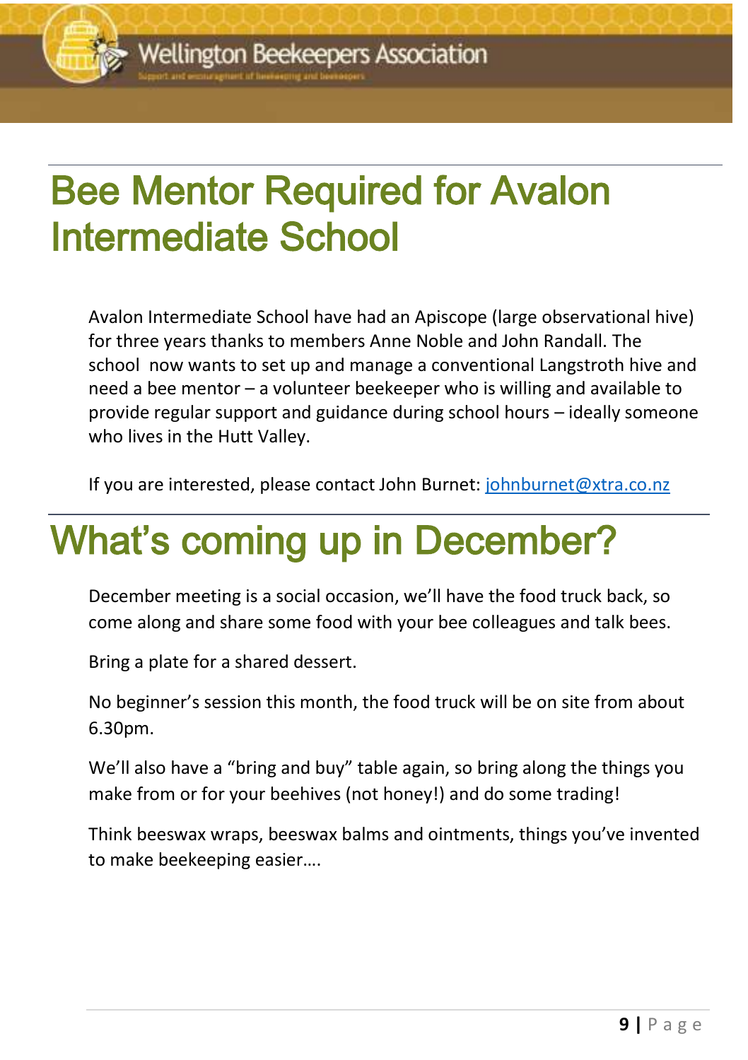# Bee Mentor Required for Avalon Intermediate School

Avalon Intermediate School have had an Apiscope (large observational hive) for three years thanks to members Anne Noble and John Randall. The school now wants to set up and manage a conventional Langstroth hive and need a bee mentor – a volunteer beekeeper who is willing and available to provide regular support and guidance during school hours – ideally someone who lives in the Hutt Valley.

If you are interested, please contact John Burnet: johnburnet@xtra.co.nz

# What's coming up in December?

December meeting is a social occasion, we'll have the food truck back, so come along and share some food with your bee colleagues and talk bees.

Bring a plate for a shared dessert.

No beginner's session this month, the food truck will be on site from about 6.30pm.

We'll also have a "bring and buy" table again, so bring along the things you make from or for your beehives (not honey!) and do some trading!

Think beeswax wraps, beeswax balms and ointments, things you've invented to make beekeeping easier….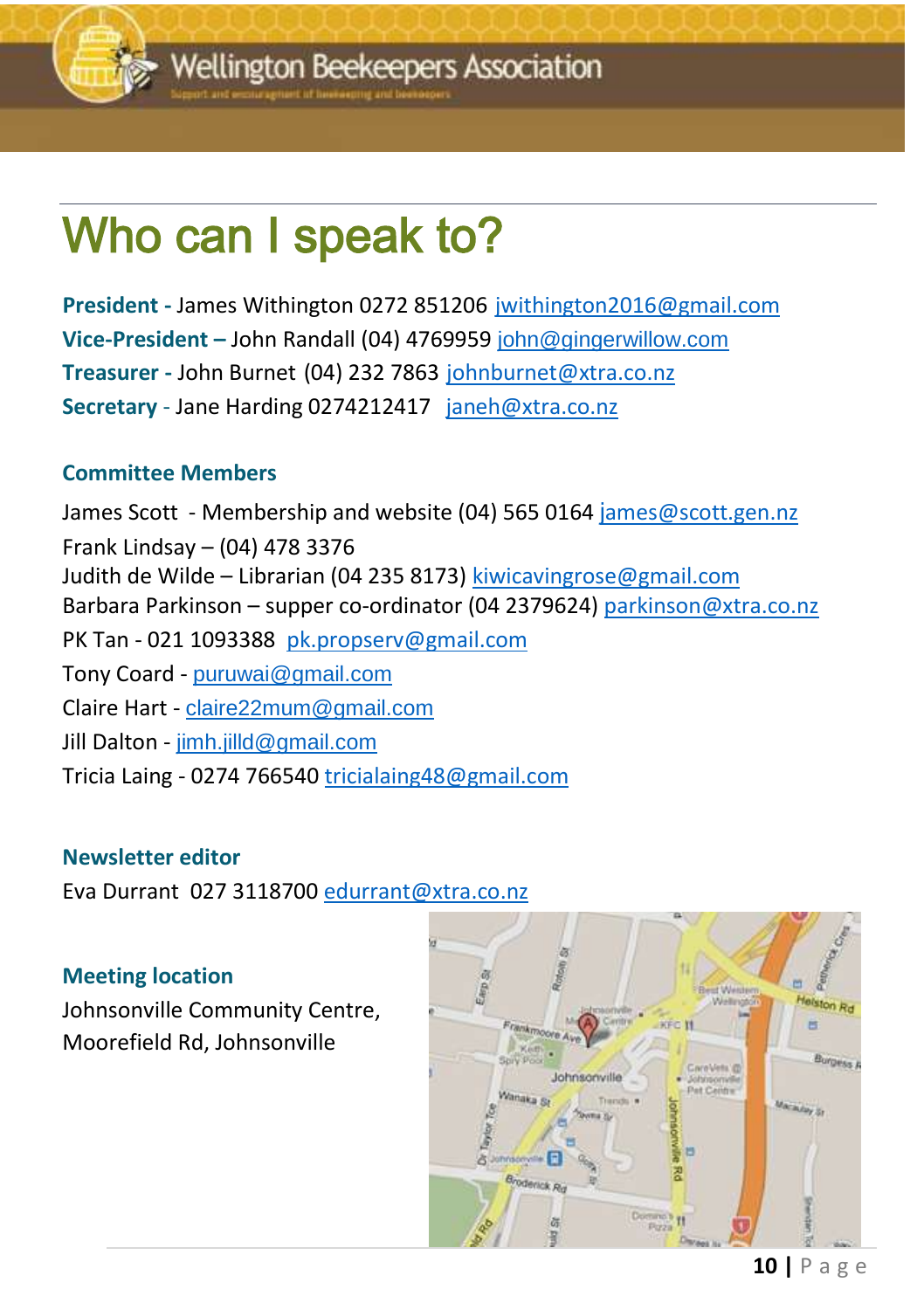# Who can I speak to?

**President -** James Withington 0272 851206 jwithington2016@gmail.com
**Vice-President –** John Randall (04) 4769959 john@gingerwillow.com
**Treasurer -** John Burnet (04) 232 7863 johnburnet@xtra.co.nz
**Secretary -** Jane Harding 0274212417 janeh@xtra.co.nz

### Committee Members

James Scott - Membership and website (04) 565 0164 james@scott.gen.nz
Frank Lindsay – (04) 478 3376
Judith de Wilde – Librarian (04 235 8173) kiwicavingrose@gmail.com
Barbara Parkinson – supper co-ordinator (04 2379624) parkinson@xtra.co.nz
PK Tan - 021 1093388 pk.propserv@gmail.com
Tony Coard - puruwai@gmail.com
Claire Hart - claire22mum@gmail.com
Jill Dalton - jimh.jilld@gmail.com
Tricia Laing - 0274 766540 tricialaing48@gmail.com

### Newsletter editor

Eva Durrant 027 3118700 edurrant@xtra.co.nz

### Meeting location

Johnsonville Community Centre,
Moorefield Rd, Johnsonville